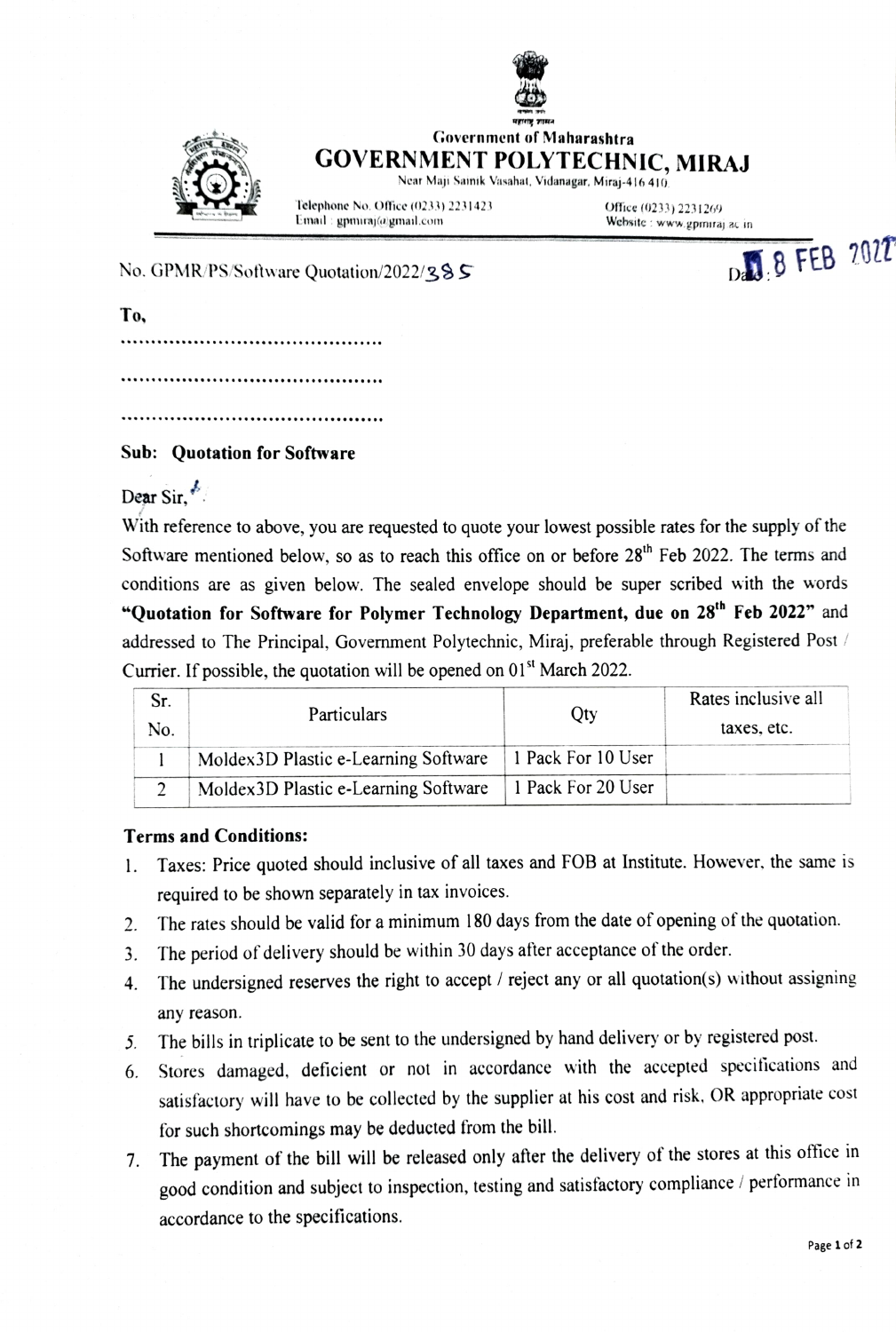Government of Maharashtra

# GOVERNMENT POLYTECHNIC, MIRAJ

Near Maji Sainik Vasahat, Vidanagar, Miraj-416 410.

Telephone No. Office (0233) 2231423 Office (0233) 2231269
Email : gpmiraj@gmail.com Website : www.gpmiraj.ac.in

No. GPMR/PS/Software Quotation/2022/385 Date: 18 FEB 2022

**To,**

..........................................

..........................................

..........................................

**Sub: Quotation for Software**

Dear Sir,

With reference to above, you are requested to quote your lowest possible rates for the supply of the Software mentioned below, so as to reach this office on or before 28th Feb 2022. The terms and conditions are as given below. The sealed envelope should be super scribed with the words **"Quotation for Software for Polymer Technology Department, due on 28th Feb 2022"** and addressed to The Principal, Government Polytechnic, Miraj, preferable through Registered Post / Currier. If possible, the quotation will be opened on 01st March 2022.

| Sr. No. | Particulars | Qty | Rates inclusive all taxes, etc. |
| --- | --- | --- | --- |
| 1 | Moldex3D Plastic e-Learning Software | 1 Pack For 10 User | |
| 2 | Moldex3D Plastic e-Learning Software | 1 Pack For 20 User | |

**Terms and Conditions:**

1. Taxes: Price quoted should inclusive of all taxes and FOB at Institute. However, the same is required to be shown separately in tax invoices.
2. The rates should be valid for a minimum 180 days from the date of opening of the quotation.
3. The period of delivery should be within 30 days after acceptance of the order.
4. The undersigned reserves the right to accept / reject any or all quotation(s) without assigning any reason.
5. The bills in triplicate to be sent to the undersigned by hand delivery or by registered post.
6. Stores damaged, deficient or not in accordance with the accepted specifications and satisfactory will have to be collected by the supplier at his cost and risk, OR appropriate cost for such shortcomings may be deducted from the bill.
7. The payment of the bill will be released only after the delivery of the stores at this office in good condition and subject to inspection, testing and satisfactory compliance / performance in accordance to the specifications.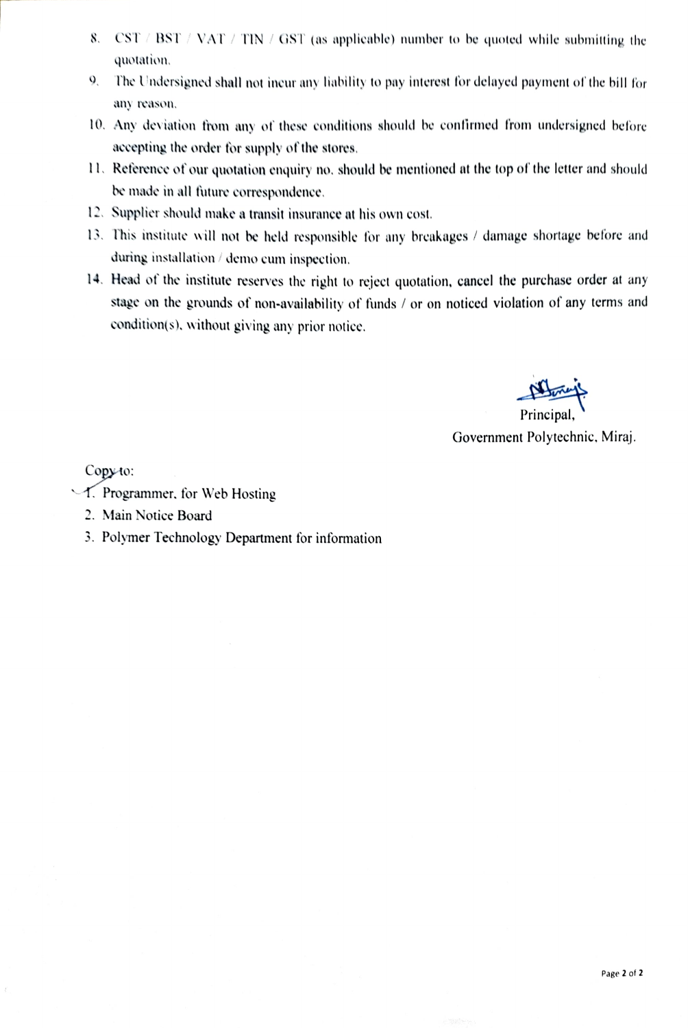8. CST / BST / VAT / TIN / GST (as applicable) number to be quoted while submitting the quotation.
9. The Undersigned shall not incur any liability to pay interest for delayed payment of the bill for any reason.
10. Any deviation from any of these conditions should be confirmed from undersigned before accepting the order for supply of the stores.
11. Reference of our quotation enquiry no. should be mentioned at the top of the letter and should be made in all future correspondence.
12. Supplier should make a transit insurance at his own cost.
13. This institute will not be held responsible for any breakages / damage shortage before and during installation / demo cum inspection.
14. Head of the institute reserves the right to reject quotation, cancel the purchase order at any stage on the grounds of non-availability of funds / or on noticed violation of any terms and condition(s), without giving any prior notice.

Principal,
Government Polytechnic, Miraj.

Copy to:

1. Programmer, for Web Hosting
2. Main Notice Board
3. Polymer Technology Department for information